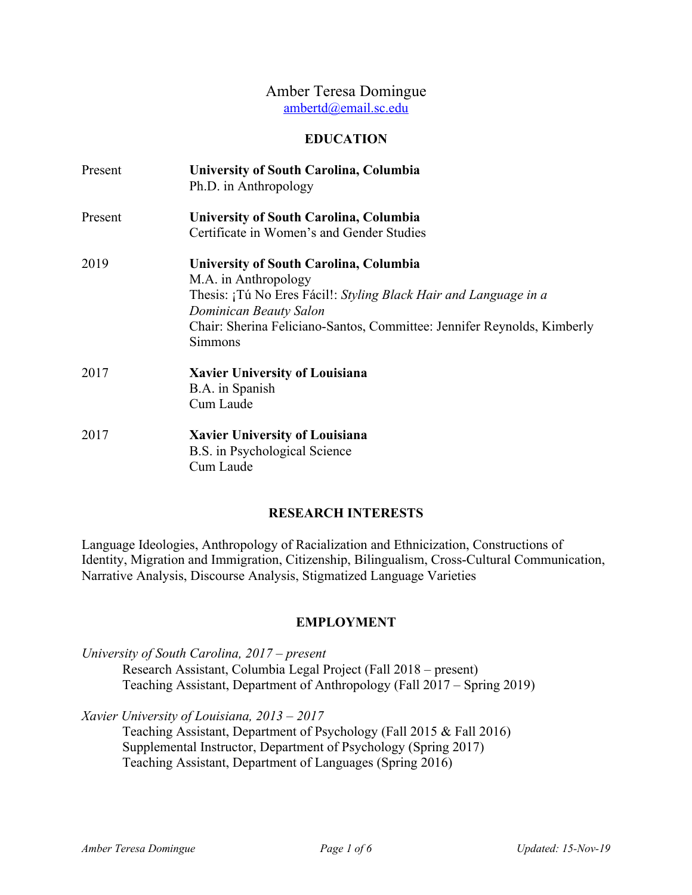# Amber Teresa Domingue

ambertd@email.sc.edu

## EDUCATION

Present **University of South Carolina, Columbia**
Ph.D. in Anthropology

Present **University of South Carolina, Columbia**
Certificate in Women's and Gender Studies

2019 **University of South Carolina, Columbia**
M.A. in Anthropology
Thesis: ¡Tú No Eres Fácil!: *Styling Black Hair and Language in a Dominican Beauty Salon*
Chair: Sherina Feliciano-Santos, Committee: Jennifer Reynolds, Kimberly Simmons

2017 **Xavier University of Louisiana**
B.A. in Spanish
Cum Laude

2017 **Xavier University of Louisiana**
B.S. in Psychological Science
Cum Laude

## RESEARCH INTERESTS

Language Ideologies, Anthropology of Racialization and Ethnicization, Constructions of Identity, Migration and Immigration, Citizenship, Bilingualism, Cross-Cultural Communication, Narrative Analysis, Discourse Analysis, Stigmatized Language Varieties

## EMPLOYMENT

*University of South Carolina, 2017 – present*

- Research Assistant, Columbia Legal Project (Fall 2018 – present)
- Teaching Assistant, Department of Anthropology (Fall 2017 – Spring 2019)

*Xavier University of Louisiana, 2013 – 2017*

- Teaching Assistant, Department of Psychology (Fall 2015 & Fall 2016)
- Supplemental Instructor, Department of Psychology (Spring 2017)
- Teaching Assistant, Department of Languages (Spring 2016)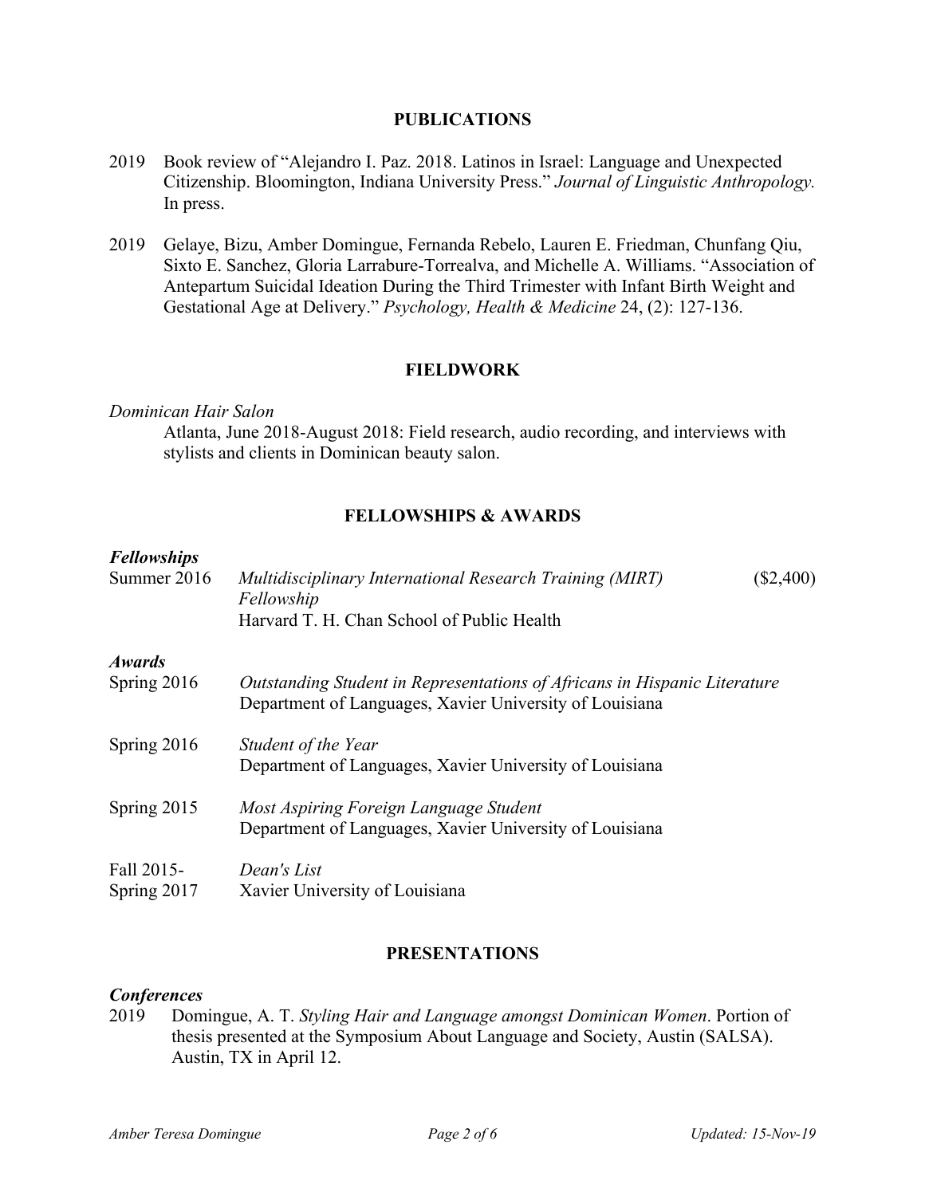## PUBLICATIONS

2019 Book review of "Alejandro I. Paz. 2018. Latinos in Israel: Language and Unexpected Citizenship. Bloomington, Indiana University Press." *Journal of Linguistic Anthropology.* In press.

2019 Gelaye, Bizu, Amber Domingue, Fernanda Rebelo, Lauren E. Friedman, Chunfang Qiu, Sixto E. Sanchez, Gloria Larrabure-Torrealva, and Michelle A. Williams. "Association of Antepartum Suicidal Ideation During the Third Trimester with Infant Birth Weight and Gestational Age at Delivery." *Psychology, Health & Medicine* 24, (2): 127-136.

## FIELDWORK

*Dominican Hair Salon*

Atlanta, June 2018-August 2018: Field research, audio recording, and interviews with stylists and clients in Dominican beauty salon.

## FELLOWSHIPS & AWARDS

***Fellowships***

| | | |
|---|---|---|
| Summer 2016 | *Multidisciplinary International Research Training (MIRT) Fellowship*<br>Harvard T. H. Chan School of Public Health | ($2,400) |

***Awards***

| | |
|---|---|
| Spring 2016 | *Outstanding Student in Representations of Africans in Hispanic Literature*<br>Department of Languages, Xavier University of Louisiana |
| Spring 2016 | *Student of the Year*<br>Department of Languages, Xavier University of Louisiana |
| Spring 2015 | *Most Aspiring Foreign Language Student*<br>Department of Languages, Xavier University of Louisiana |
| Fall 2015-Spring 2017 | *Dean's List*<br>Xavier University of Louisiana |

## PRESENTATIONS

***Conferences***

2019 Domingue, A. T. *Styling Hair and Language amongst Dominican Women*. Portion of thesis presented at the Symposium About Language and Society, Austin (SALSA). Austin, TX in April 12.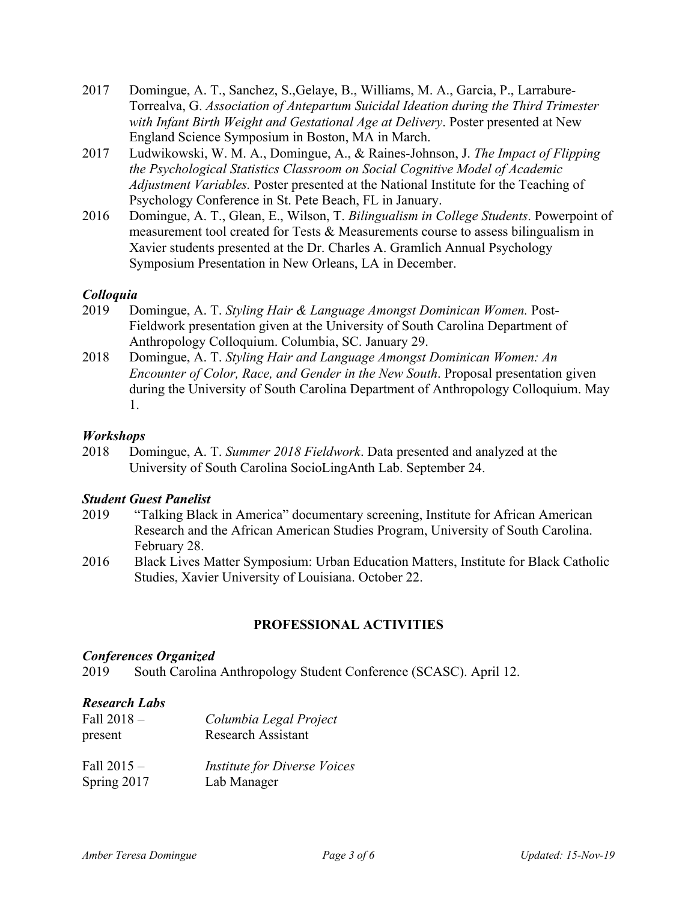2017 Domingue, A. T., Sanchez, S.,Gelaye, B., Williams, M. A., Garcia, P., Larrabure-Torrealva, G. *Association of Antepartum Suicidal Ideation during the Third Trimester with Infant Birth Weight and Gestational Age at Delivery*. Poster presented at New England Science Symposium in Boston, MA in March.

2017 Ludwikowski, W. M. A., Domingue, A., & Raines-Johnson, J. *The Impact of Flipping the Psychological Statistics Classroom on Social Cognitive Model of Academic Adjustment Variables.* Poster presented at the National Institute for the Teaching of Psychology Conference in St. Pete Beach, FL in January.

2016 Domingue, A. T., Glean, E., Wilson, T. *Bilingualism in College Students*. Powerpoint of measurement tool created for Tests & Measurements course to assess bilingualism in Xavier students presented at the Dr. Charles A. Gramlich Annual Psychology Symposium Presentation in New Orleans, LA in December.

### *Colloquia*

2019 Domingue, A. T. *Styling Hair & Language Amongst Dominican Women.* Post-Fieldwork presentation given at the University of South Carolina Department of Anthropology Colloquium. Columbia, SC. January 29.

2018 Domingue, A. T. *Styling Hair and Language Amongst Dominican Women: An Encounter of Color, Race, and Gender in the New South*. Proposal presentation given during the University of South Carolina Department of Anthropology Colloquium. May 1.

### *Workshops*

2018 Domingue, A. T. *Summer 2018 Fieldwork*. Data presented and analyzed at the University of South Carolina SocioLingAnth Lab. September 24.

### *Student Guest Panelist*

2019 "Talking Black in America" documentary screening, Institute for African American Research and the African American Studies Program, University of South Carolina. February 28.

2016 Black Lives Matter Symposium: Urban Education Matters, Institute for Black Catholic Studies, Xavier University of Louisiana. October 22.

## PROFESSIONAL ACTIVITIES

### *Conferences Organized*

2019 South Carolina Anthropology Student Conference (SCASC). April 12.

### *Research Labs*

Fall 2018 – present *Columbia Legal Project*
Research Assistant

Fall 2015 – Spring 2017 *Institute for Diverse Voices*
Lab Manager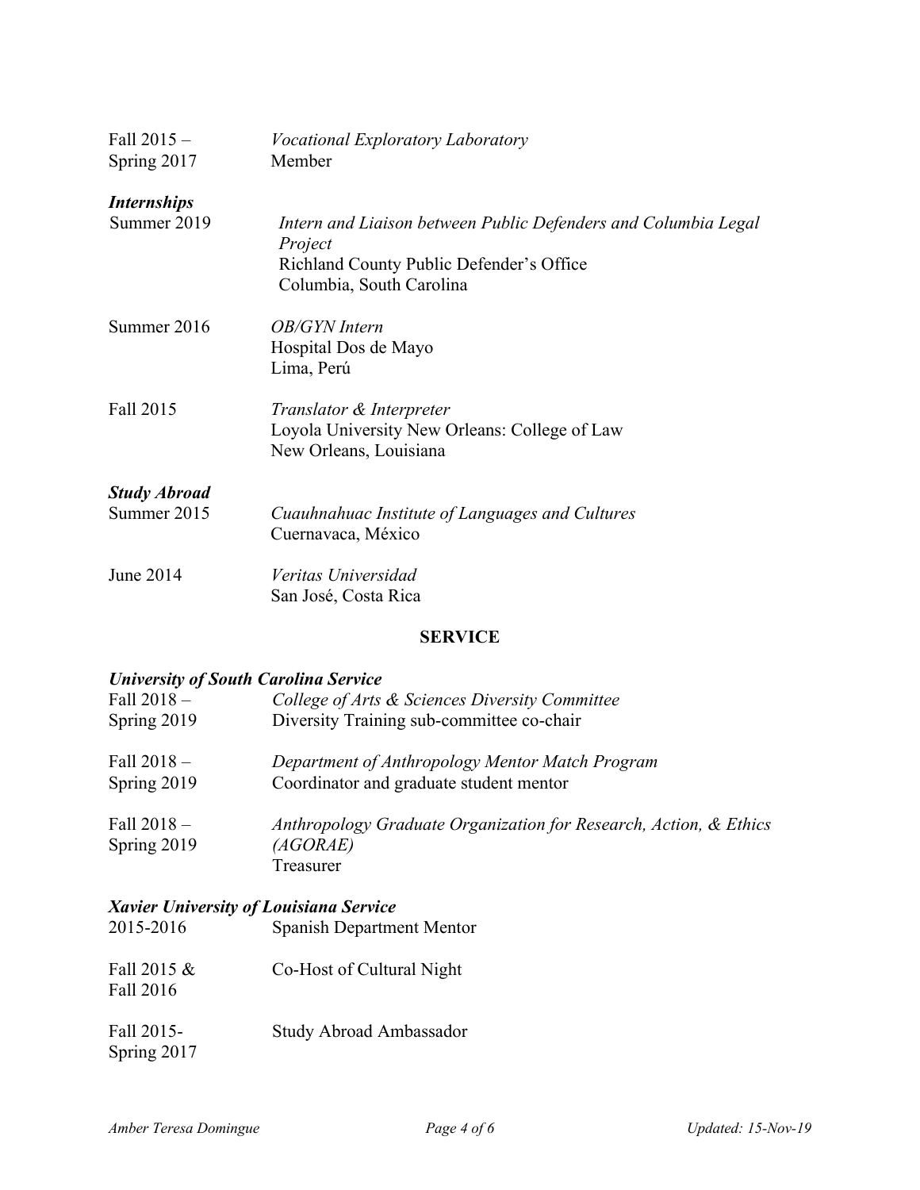Fall 2015 – Spring 2017 — *Vocational Exploratory Laboratory*
Member

### *Internships*

Summer 2019 — *Intern and Liaison between Public Defenders and Columbia Legal Project*
Richland County Public Defender's Office
Columbia, South Carolina

Summer 2016 — *OB/GYN Intern*
Hospital Dos de Mayo
Lima, Perú

Fall 2015 — *Translator & Interpreter*
Loyola University New Orleans: College of Law
New Orleans, Louisiana

### *Study Abroad*

Summer 2015 — *Cuauhnahuac Institute of Languages and Cultures*
Cuernavaca, México

June 2014 — *Veritas Universidad*
San José, Costa Rica

## SERVICE

### *University of South Carolina Service*

Fall 2018 – Spring 2019 — *College of Arts & Sciences Diversity Committee*
Diversity Training sub-committee co-chair

Fall 2018 – Spring 2019 — *Department of Anthropology Mentor Match Program*
Coordinator and graduate student mentor

Fall 2018 – Spring 2019 — *Anthropology Graduate Organization for Research, Action, & Ethics (AGORAE)*
Treasurer

### *Xavier University of Louisiana Service*

2015-2016 — Spanish Department Mentor

Fall 2015 & Fall 2016 — Co-Host of Cultural Night

Fall 2015- Spring 2017 — Study Abroad Ambassador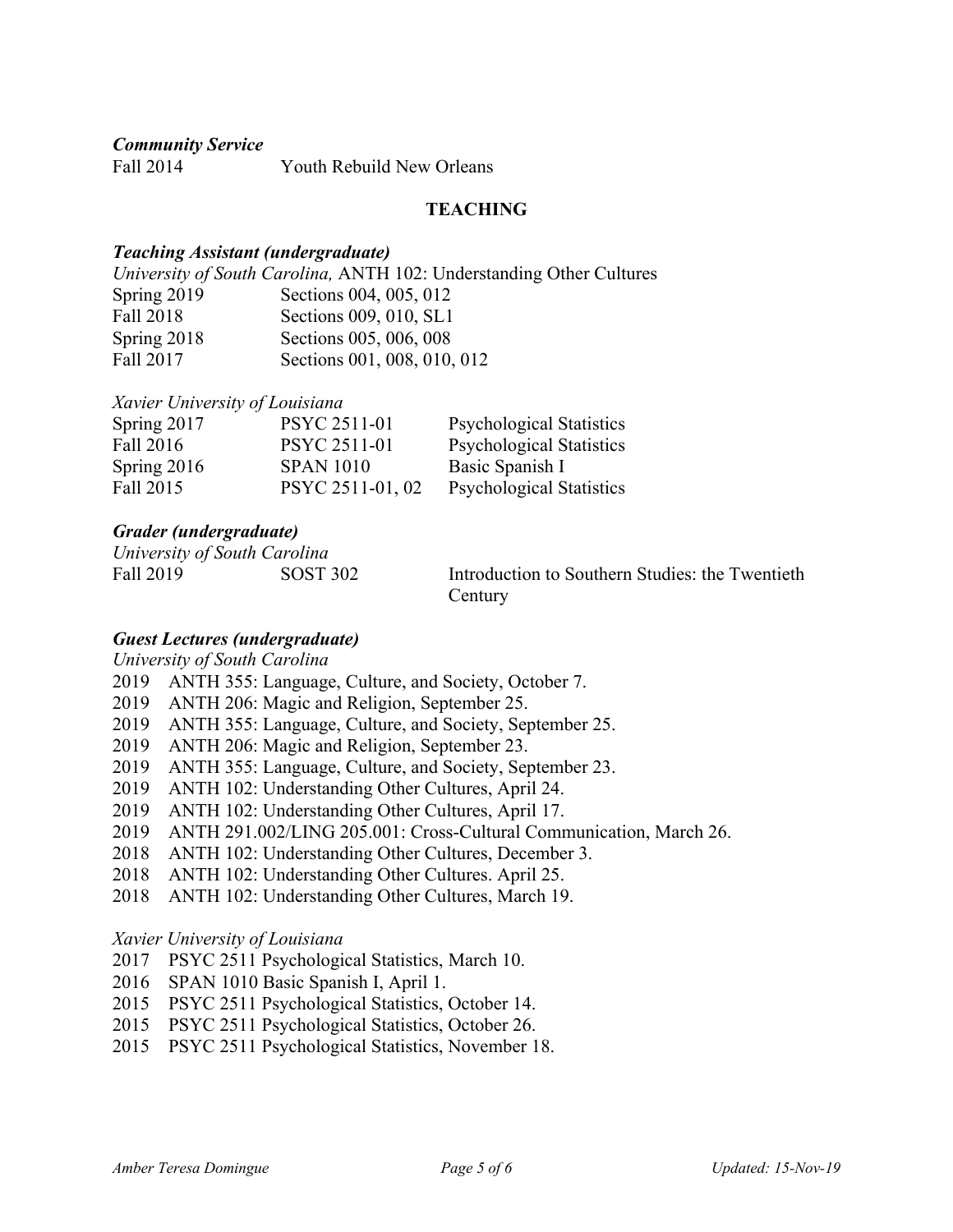***Community Service***

Fall 2014 Youth Rebuild New Orleans

## TEACHING

***Teaching Assistant (undergraduate)***

*University of South Carolina,* ANTH 102: Understanding Other Cultures

| | |
|---|---|
| Spring 2019 | Sections 004, 005, 012 |
| Fall 2018 | Sections 009, 010, SL1 |
| Spring 2018 | Sections 005, 006, 008 |
| Fall 2017 | Sections 001, 008, 010, 012 |

*Xavier University of Louisiana*

| | | |
|---|---|---|
| Spring 2017 | PSYC 2511-01 | Psychological Statistics |
| Fall 2016 | PSYC 2511-01 | Psychological Statistics |
| Spring 2016 | SPAN 1010 | Basic Spanish I |
| Fall 2015 | PSYC 2511-01, 02 | Psychological Statistics |

***Grader (undergraduate)***

*University of South Carolina*

| | | |
|---|---|---|
| Fall 2019 | SOST 302 | Introduction to Southern Studies: the Twentieth Century |

***Guest Lectures (undergraduate)***

*University of South Carolina*

2019 ANTH 355: Language, Culture, and Society, October 7.
2019 ANTH 206: Magic and Religion, September 25.
2019 ANTH 355: Language, Culture, and Society, September 25.
2019 ANTH 206: Magic and Religion, September 23.
2019 ANTH 355: Language, Culture, and Society, September 23.
2019 ANTH 102: Understanding Other Cultures, April 24.
2019 ANTH 102: Understanding Other Cultures, April 17.
2019 ANTH 291.002/LING 205.001: Cross-Cultural Communication, March 26.
2018 ANTH 102: Understanding Other Cultures, December 3.
2018 ANTH 102: Understanding Other Cultures. April 25.
2018 ANTH 102: Understanding Other Cultures, March 19.

*Xavier University of Louisiana*

2017 PSYC 2511 Psychological Statistics, March 10.
2016 SPAN 1010 Basic Spanish I, April 1.
2015 PSYC 2511 Psychological Statistics, October 14.
2015 PSYC 2511 Psychological Statistics, October 26.
2015 PSYC 2511 Psychological Statistics, November 18.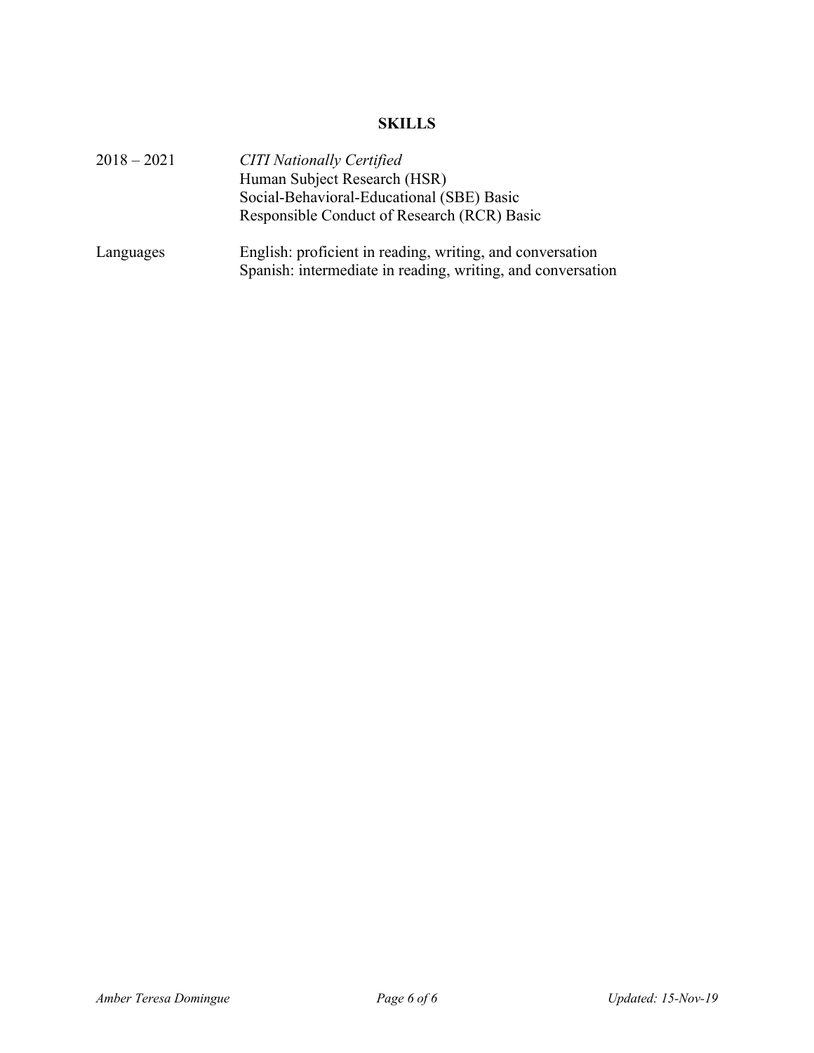## SKILLS

| | |
|---|---|
| 2018 – 2021 | *CITI Nationally Certified*<br>Human Subject Research (HSR)<br>Social-Behavioral-Educational (SBE) Basic<br>Responsible Conduct of Research (RCR) Basic |
| Languages | English: proficient in reading, writing, and conversation<br>Spanish: intermediate in reading, writing, and conversation |